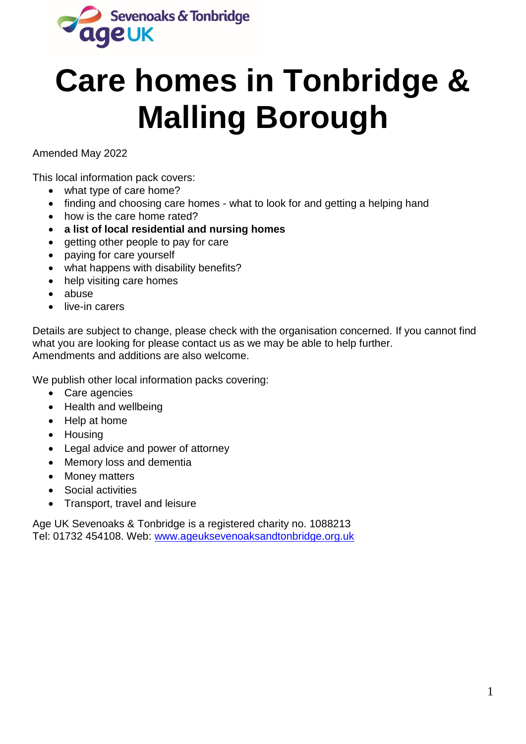Sevenoaks & Tonbridge age UK

# Care homes in Tonbridge & Malling Borough

Amended May 2022

This local information pack covers:

- what type of care home?
- finding and choosing care homes - what to look for and getting a helping hand
- how is the care home rated?
- **a list of local residential and nursing homes**
- getting other people to pay for care
- paying for care yourself
- what happens with disability benefits?
- help visiting care homes
- abuse
- live-in carers

Details are subject to change, please check with the organisation concerned. If you cannot find what you are looking for please contact us as we may be able to help further.
Amendments and additions are also welcome.

We publish other local information packs covering:

- Care agencies
- Health and wellbeing
- Help at home
- Housing
- Legal advice and power of attorney
- Memory loss and dementia
- Money matters
- Social activities
- Transport, travel and leisure

Age UK Sevenoaks & Tonbridge is a registered charity no. 1088213
Tel: 01732 454108. Web: [www.ageuksevenoaksandtonbridge.org.uk](http://www.ageuksevenoaksandtonbridge.org.uk)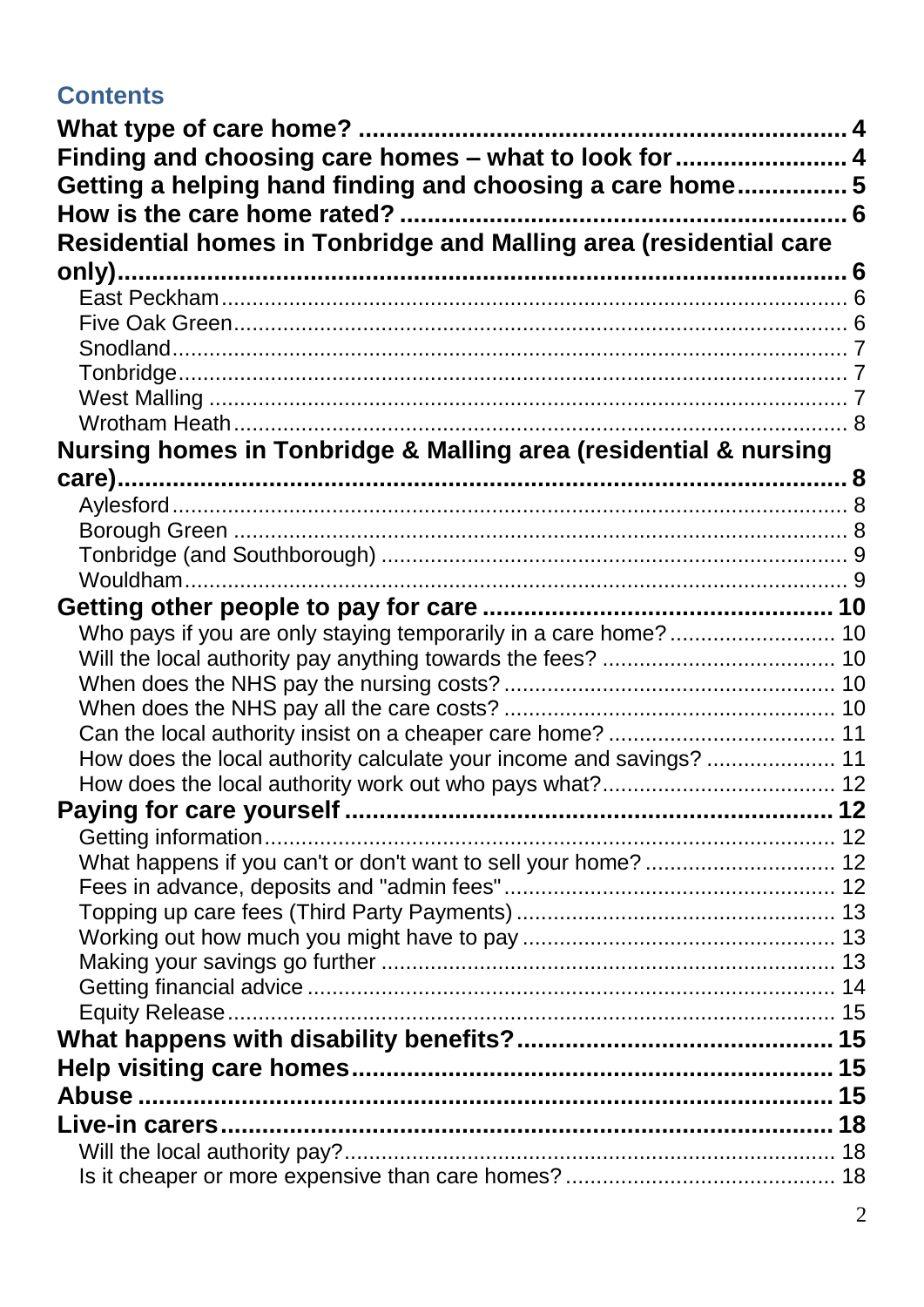## Contents

**What type of care home?** .......... 4
**Finding and choosing care homes – what to look for** .......... 4
**Getting a helping hand finding and choosing a care home** .......... 5
**How is the care home rated?** .......... 6
**Residential homes in Tonbridge and Malling area (residential care only)** .......... 6
- East Peckham .......... 6
- Five Oak Green .......... 6
- Snodland .......... 7
- Tonbridge .......... 7
- West Malling .......... 7
- Wrotham Heath .......... 8

**Nursing homes in Tonbridge & Malling area (residential & nursing care)** .......... 8
- Aylesford .......... 8
- Borough Green .......... 8
- Tonbridge (and Southborough) .......... 9
- Wouldham .......... 9

**Getting other people to pay for care** .......... 10
- Who pays if you are only staying temporarily in a care home? .......... 10
- Will the local authority pay anything towards the fees? .......... 10
- When does the NHS pay the nursing costs? .......... 10
- When does the NHS pay all the care costs? .......... 10
- Can the local authority insist on a cheaper care home? .......... 11
- How does the local authority calculate your income and savings? .......... 11
- How does the local authority work out who pays what? .......... 12

**Paying for care yourself** .......... 12
- Getting information .......... 12
- What happens if you can't or don't want to sell your home? .......... 12
- Fees in advance, deposits and "admin fees" .......... 12
- Topping up care fees (Third Party Payments) .......... 13
- Working out how much you might have to pay .......... 13
- Making your savings go further .......... 13
- Getting financial advice .......... 14
- Equity Release .......... 15

**What happens with disability benefits?** .......... 15
**Help visiting care homes** .......... 15
**Abuse** .......... 15
**Live-in carers** .......... 18
- Will the local authority pay? .......... 18
- Is it cheaper or more expensive than care homes? .......... 18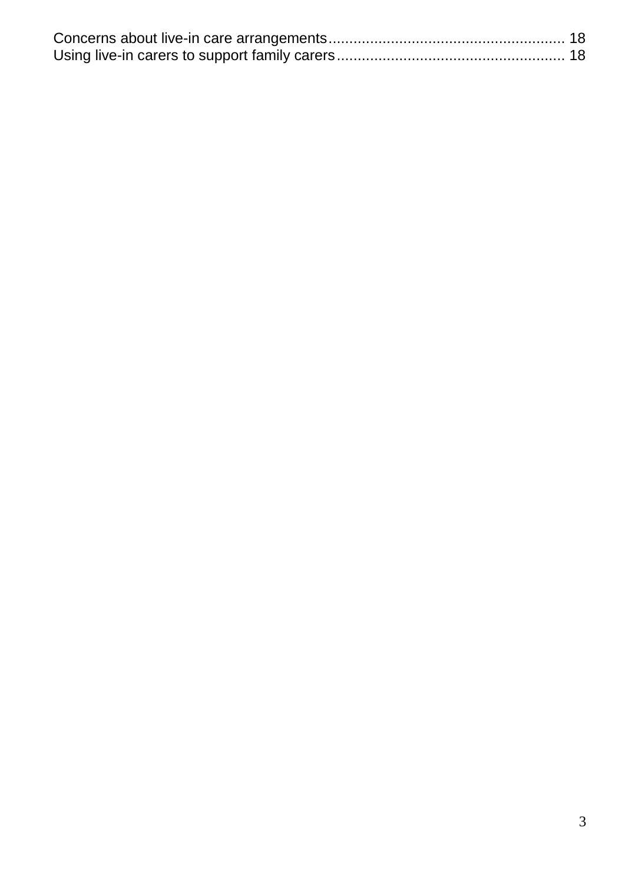Concerns about live-in care arrangements........................................................ 18
Using live-in carers to support family carers...................................................... 18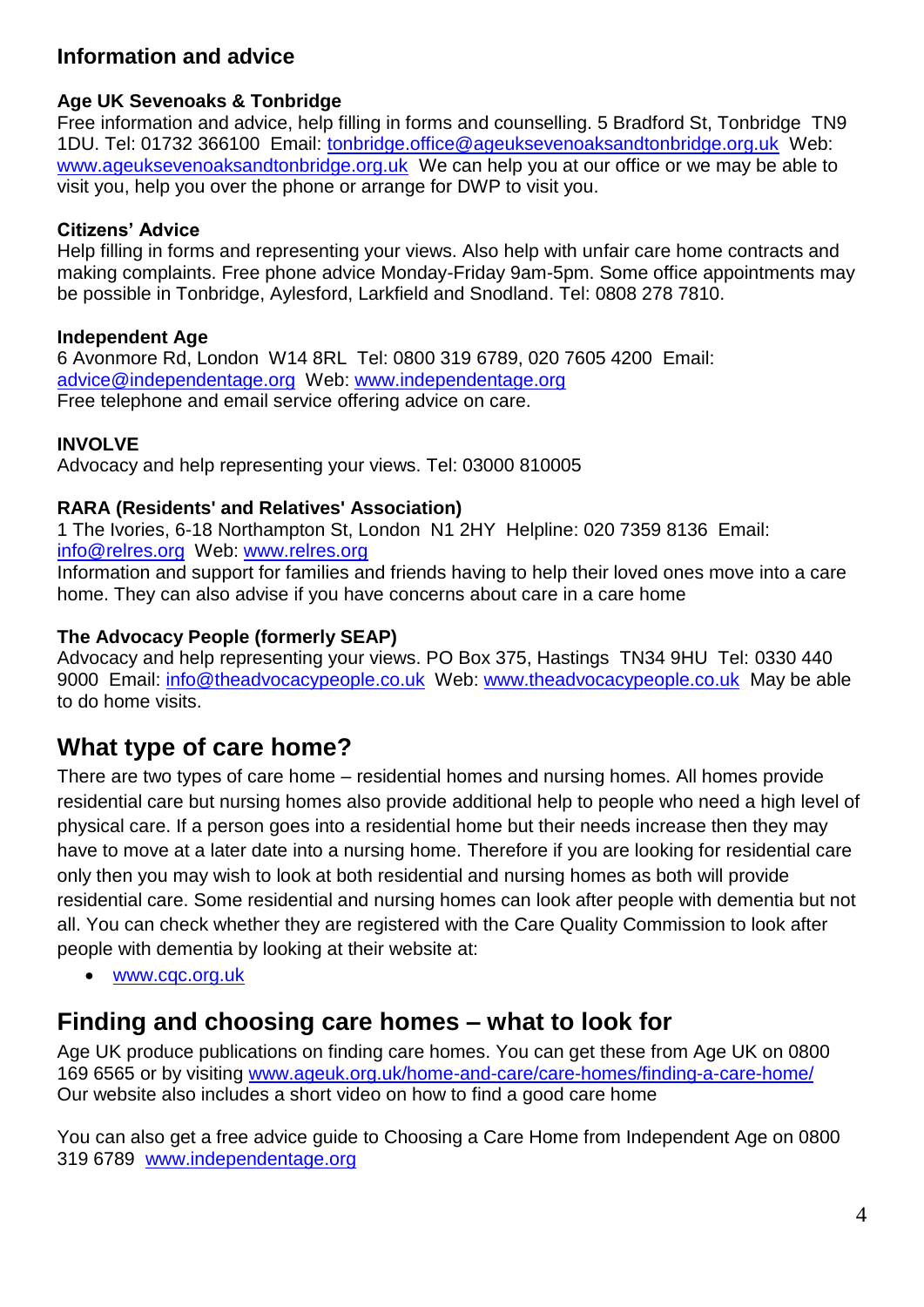## Information and advice

**Age UK Sevenoaks & Tonbridge**
Free information and advice, help filling in forms and counselling. 5 Bradford St, Tonbridge TN9 1DU. Tel: 01732 366100 Email: tonbridge.office@ageuksevenoaksandtonbridge.org.uk Web: www.ageuksevenoaksandtonbridge.org.uk We can help you at our office or we may be able to visit you, help you over the phone or arrange for DWP to visit you.

**Citizens' Advice**
Help filling in forms and representing your views. Also help with unfair care home contracts and making complaints. Free phone advice Monday-Friday 9am-5pm. Some office appointments may be possible in Tonbridge, Aylesford, Larkfield and Snodland. Tel: 0808 278 7810.

**Independent Age**
6 Avonmore Rd, London W14 8RL Tel: 0800 319 6789, 020 7605 4200 Email: advice@independentage.org Web: www.independentage.org
Free telephone and email service offering advice on care.

**INVOLVE**
Advocacy and help representing your views. Tel: 03000 810005

**RARA (Residents' and Relatives' Association)**
1 The Ivories, 6-18 Northampton St, London N1 2HY Helpline: 020 7359 8136 Email: info@relres.org Web: www.relres.org
Information and support for families and friends having to help their loved ones move into a care home. They can also advise if you have concerns about care in a care home

**The Advocacy People (formerly SEAP)**
Advocacy and help representing your views. PO Box 375, Hastings TN34 9HU Tel: 0330 440 9000 Email: info@theadvocacypeople.co.uk Web: www.theadvocacypeople.co.uk May be able to do home visits.

## What type of care home?

There are two types of care home – residential homes and nursing homes. All homes provide residential care but nursing homes also provide additional help to people who need a high level of physical care. If a person goes into a residential home but their needs increase then they may have to move at a later date into a nursing home. Therefore if you are looking for residential care only then you may wish to look at both residential and nursing homes as both will provide residential care. Some residential and nursing homes can look after people with dementia but not all. You can check whether they are registered with the Care Quality Commission to look after people with dementia by looking at their website at:

- www.cqc.org.uk

## Finding and choosing care homes – what to look for

Age UK produce publications on finding care homes. You can get these from Age UK on 0800 169 6565 or by visiting www.ageuk.org.uk/home-and-care/care-homes/finding-a-care-home/
Our website also includes a short video on how to find a good care home

You can also get a free advice guide to Choosing a Care Home from Independent Age on 0800 319 6789 www.independentage.org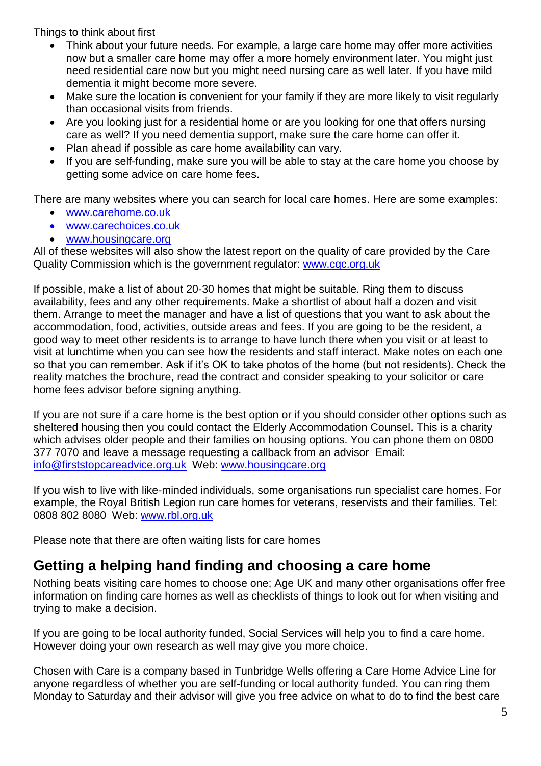Things to think about first

- Think about your future needs. For example, a large care home may offer more activities now but a smaller care home may offer a more homely environment later. You might just need residential care now but you might need nursing care as well later. If you have mild dementia it might become more severe.
- Make sure the location is convenient for your family if they are more likely to visit regularly than occasional visits from friends.
- Are you looking just for a residential home or are you looking for one that offers nursing care as well? If you need dementia support, make sure the care home can offer it.
- Plan ahead if possible as care home availability can vary.
- If you are self-funding, make sure you will be able to stay at the care home you choose by getting some advice on care home fees.

There are many websites where you can search for local care homes. Here are some examples:

- www.carehome.co.uk
- www.carechoices.co.uk
- www.housingcare.org

All of these websites will also show the latest report on the quality of care provided by the Care Quality Commission which is the government regulator: www.cqc.org.uk

If possible, make a list of about 20-30 homes that might be suitable. Ring them to discuss availability, fees and any other requirements. Make a shortlist of about half a dozen and visit them. Arrange to meet the manager and have a list of questions that you want to ask about the accommodation, food, activities, outside areas and fees. If you are going to be the resident, a good way to meet other residents is to arrange to have lunch there when you visit or at least to visit at lunchtime when you can see how the residents and staff interact. Make notes on each one so that you can remember. Ask if it's OK to take photos of the home (but not residents). Check the reality matches the brochure, read the contract and consider speaking to your solicitor or care home fees advisor before signing anything.

If you are not sure if a care home is the best option or if you should consider other options such as sheltered housing then you could contact the Elderly Accommodation Counsel. This is a charity which advises older people and their families on housing options. You can phone them on 0800 377 7070 and leave a message requesting a callback from an advisor Email: info@firststopcareadvice.org.uk Web: www.housingcare.org

If you wish to live with like-minded individuals, some organisations run specialist care homes. For example, the Royal British Legion run care homes for veterans, reservists and their families. Tel: 0808 802 8080 Web: www.rbl.org.uk

Please note that there are often waiting lists for care homes

## Getting a helping hand finding and choosing a care home

Nothing beats visiting care homes to choose one; Age UK and many other organisations offer free information on finding care homes as well as checklists of things to look out for when visiting and trying to make a decision.

If you are going to be local authority funded, Social Services will help you to find a care home. However doing your own research as well may give you more choice.

Chosen with Care is a company based in Tunbridge Wells offering a Care Home Advice Line for anyone regardless of whether you are self-funding or local authority funded. You can ring them Monday to Saturday and their advisor will give you free advice on what to do to find the best care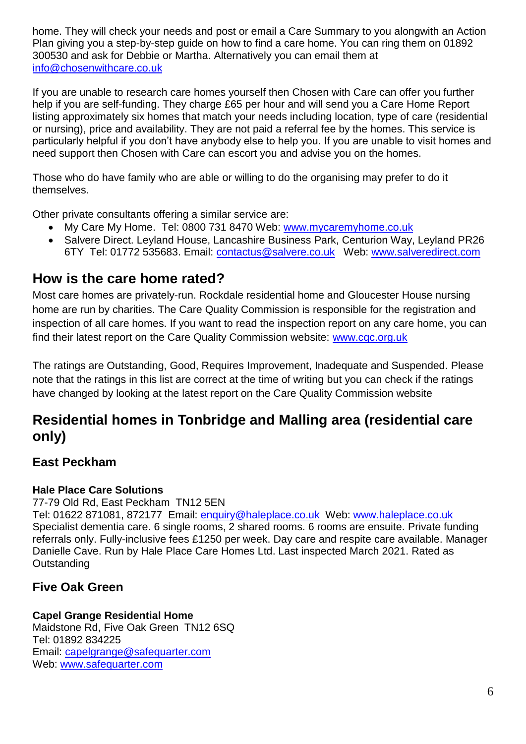home. They will check your needs and post or email a Care Summary to you alongwith an Action Plan giving you a step-by-step guide on how to find a care home. You can ring them on 01892 300530 and ask for Debbie or Martha. Alternatively you can email them at info@chosenwithcare.co.uk

If you are unable to research care homes yourself then Chosen with Care can offer you further help if you are self-funding. They charge £65 per hour and will send you a Care Home Report listing approximately six homes that match your needs including location, type of care (residential or nursing), price and availability. They are not paid a referral fee by the homes. This service is particularly helpful if you don't have anybody else to help you. If you are unable to visit homes and need support then Chosen with Care can escort you and advise you on the homes.

Those who do have family who are able or willing to do the organising may prefer to do it themselves.

Other private consultants offering a similar service are:

- My Care My Home. Tel: 0800 731 8470 Web: www.mycaremyhome.co.uk
- Salvere Direct. Leyland House, Lancashire Business Park, Centurion Way, Leyland PR26 6TY Tel: 01772 535683. Email: contactus@salvere.co.uk Web: www.salveredirect.com

## How is the care home rated?

Most care homes are privately-run. Rockdale residential home and Gloucester House nursing home are run by charities. The Care Quality Commission is responsible for the registration and inspection of all care homes. If you want to read the inspection report on any care home, you can find their latest report on the Care Quality Commission website: www.cqc.org.uk

The ratings are Outstanding, Good, Requires Improvement, Inadequate and Suspended. Please note that the ratings in this list are correct at the time of writing but you can check if the ratings have changed by looking at the latest report on the Care Quality Commission website

## Residential homes in Tonbridge and Malling area (residential care only)

### East Peckham

**Hale Place Care Solutions**
77-79 Old Rd, East Peckham TN12 5EN
Tel: 01622 871081, 872177 Email: enquiry@haleplace.co.uk Web: www.haleplace.co.uk
Specialist dementia care. 6 single rooms, 2 shared rooms. 6 rooms are ensuite. Private funding referrals only. Fully-inclusive fees £1250 per week. Day care and respite care available. Manager Danielle Cave. Run by Hale Place Care Homes Ltd. Last inspected March 2021. Rated as Outstanding

### Five Oak Green

**Capel Grange Residential Home**
Maidstone Rd, Five Oak Green TN12 6SQ
Tel: 01892 834225
Email: capelgrange@safequarter.com
Web: www.safequarter.com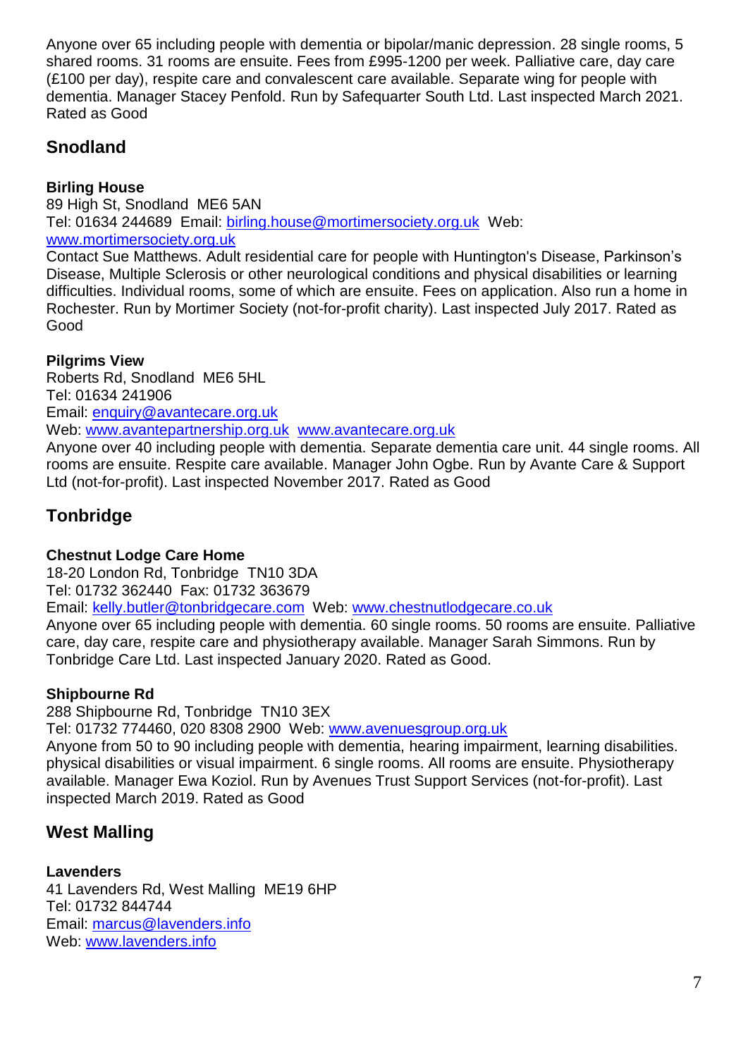Anyone over 65 including people with dementia or bipolar/manic depression. 28 single rooms, 5 shared rooms. 31 rooms are ensuite. Fees from £995-1200 per week. Palliative care, day care (£100 per day), respite care and convalescent care available. Separate wing for people with dementia. Manager Stacey Penfold. Run by Safequarter South Ltd. Last inspected March 2021. Rated as Good

## Snodland

**Birling House**
89 High St, Snodland ME6 5AN
Tel: 01634 244689 Email: birling.house@mortimersociety.org.uk Web: www.mortimersociety.org.uk
Contact Sue Matthews. Adult residential care for people with Huntington's Disease, Parkinson's Disease, Multiple Sclerosis or other neurological conditions and physical disabilities or learning difficulties. Individual rooms, some of which are ensuite. Fees on application. Also run a home in Rochester. Run by Mortimer Society (not-for-profit charity). Last inspected July 2017. Rated as Good

**Pilgrims View**
Roberts Rd, Snodland ME6 5HL
Tel: 01634 241906
Email: enquiry@avantecare.org.uk
Web: www.avantepartnership.org.uk www.avantecare.org.uk
Anyone over 40 including people with dementia. Separate dementia care unit. 44 single rooms. All rooms are ensuite. Respite care available. Manager John Ogbe. Run by Avante Care & Support Ltd (not-for-profit). Last inspected November 2017. Rated as Good

## Tonbridge

**Chestnut Lodge Care Home**
18-20 London Rd, Tonbridge TN10 3DA
Tel: 01732 362440 Fax: 01732 363679
Email: kelly.butler@tonbridgecare.com Web: www.chestnutlodgecare.co.uk
Anyone over 65 including people with dementia. 60 single rooms. 50 rooms are ensuite. Palliative care, day care, respite care and physiotherapy available. Manager Sarah Simmons. Run by Tonbridge Care Ltd. Last inspected January 2020. Rated as Good.

**Shipbourne Rd**
288 Shipbourne Rd, Tonbridge TN10 3EX
Tel: 01732 774460, 020 8308 2900 Web: www.avenuesgroup.org.uk
Anyone from 50 to 90 including people with dementia, hearing impairment, learning disabilities. physical disabilities or visual impairment. 6 single rooms. All rooms are ensuite. Physiotherapy available. Manager Ewa Koziol. Run by Avenues Trust Support Services (not-for-profit). Last inspected March 2019. Rated as Good

## West Malling

**Lavenders**
41 Lavenders Rd, West Malling ME19 6HP
Tel: 01732 844744
Email: marcus@lavenders.info
Web: www.lavenders.info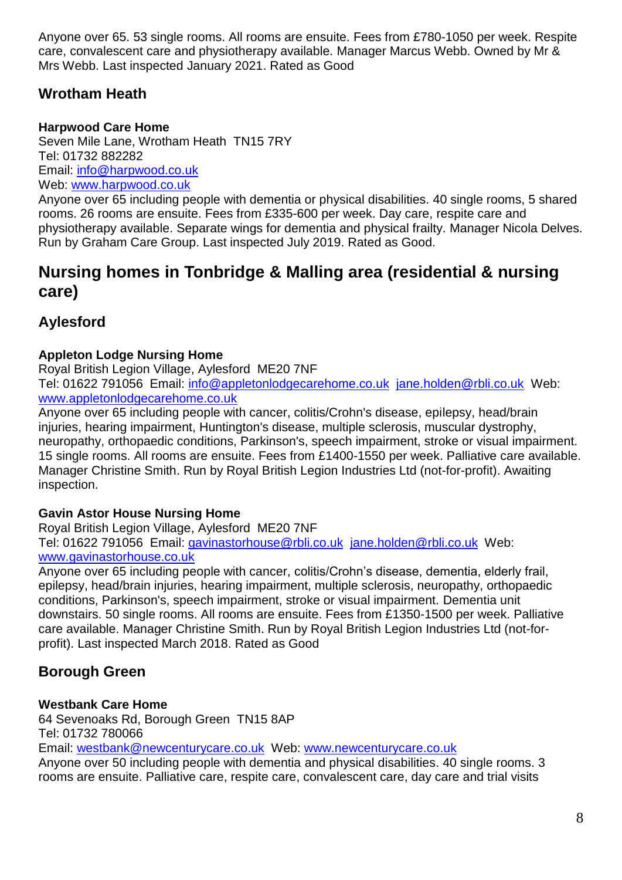Anyone over 65. 53 single rooms. All rooms are ensuite. Fees from £780-1050 per week. Respite care, convalescent care and physiotherapy available. Manager Marcus Webb. Owned by Mr & Mrs Webb. Last inspected January 2021. Rated as Good

### Wrotham Heath

**Harpwood Care Home**
Seven Mile Lane, Wrotham Heath TN15 7RY
Tel: 01732 882282
Email: info@harpwood.co.uk
Web: www.harpwood.co.uk
Anyone over 65 including people with dementia or physical disabilities. 40 single rooms, 5 shared rooms. 26 rooms are ensuite. Fees from £335-600 per week. Day care, respite care and physiotherapy available. Separate wings for dementia and physical frailty. Manager Nicola Delves. Run by Graham Care Group. Last inspected July 2019. Rated as Good.

## Nursing homes in Tonbridge & Malling area (residential & nursing care)

### Aylesford

**Appleton Lodge Nursing Home**
Royal British Legion Village, Aylesford ME20 7NF
Tel: 01622 791056 Email: info@appletonlodgecarehome.co.uk jane.holden@rbli.co.uk Web: www.appletonlodgecarehome.co.uk
Anyone over 65 including people with cancer, colitis/Crohn's disease, epilepsy, head/brain injuries, hearing impairment, Huntington's disease, multiple sclerosis, muscular dystrophy, neuropathy, orthopaedic conditions, Parkinson's, speech impairment, stroke or visual impairment. 15 single rooms. All rooms are ensuite. Fees from £1400-1550 per week. Palliative care available. Manager Christine Smith. Run by Royal British Legion Industries Ltd (not-for-profit). Awaiting inspection.

**Gavin Astor House Nursing Home**
Royal British Legion Village, Aylesford ME20 7NF
Tel: 01622 791056 Email: gavinastorhouse@rbli.co.uk jane.holden@rbli.co.uk Web: www.gavinastorhouse.co.uk
Anyone over 65 including people with cancer, colitis/Crohn's disease, dementia, elderly frail, epilepsy, head/brain injuries, hearing impairment, multiple sclerosis, neuropathy, orthopaedic conditions, Parkinson's, speech impairment, stroke or visual impairment. Dementia unit downstairs. 50 single rooms. All rooms are ensuite. Fees from £1350-1500 per week. Palliative care available. Manager Christine Smith. Run by Royal British Legion Industries Ltd (not-for-profit). Last inspected March 2018. Rated as Good

### Borough Green

**Westbank Care Home**
64 Sevenoaks Rd, Borough Green TN15 8AP
Tel: 01732 780066
Email: westbank@newcenturycare.co.uk Web: www.newcenturycare.co.uk
Anyone over 50 including people with dementia and physical disabilities. 40 single rooms. 3 rooms are ensuite. Palliative care, respite care, convalescent care, day care and trial visits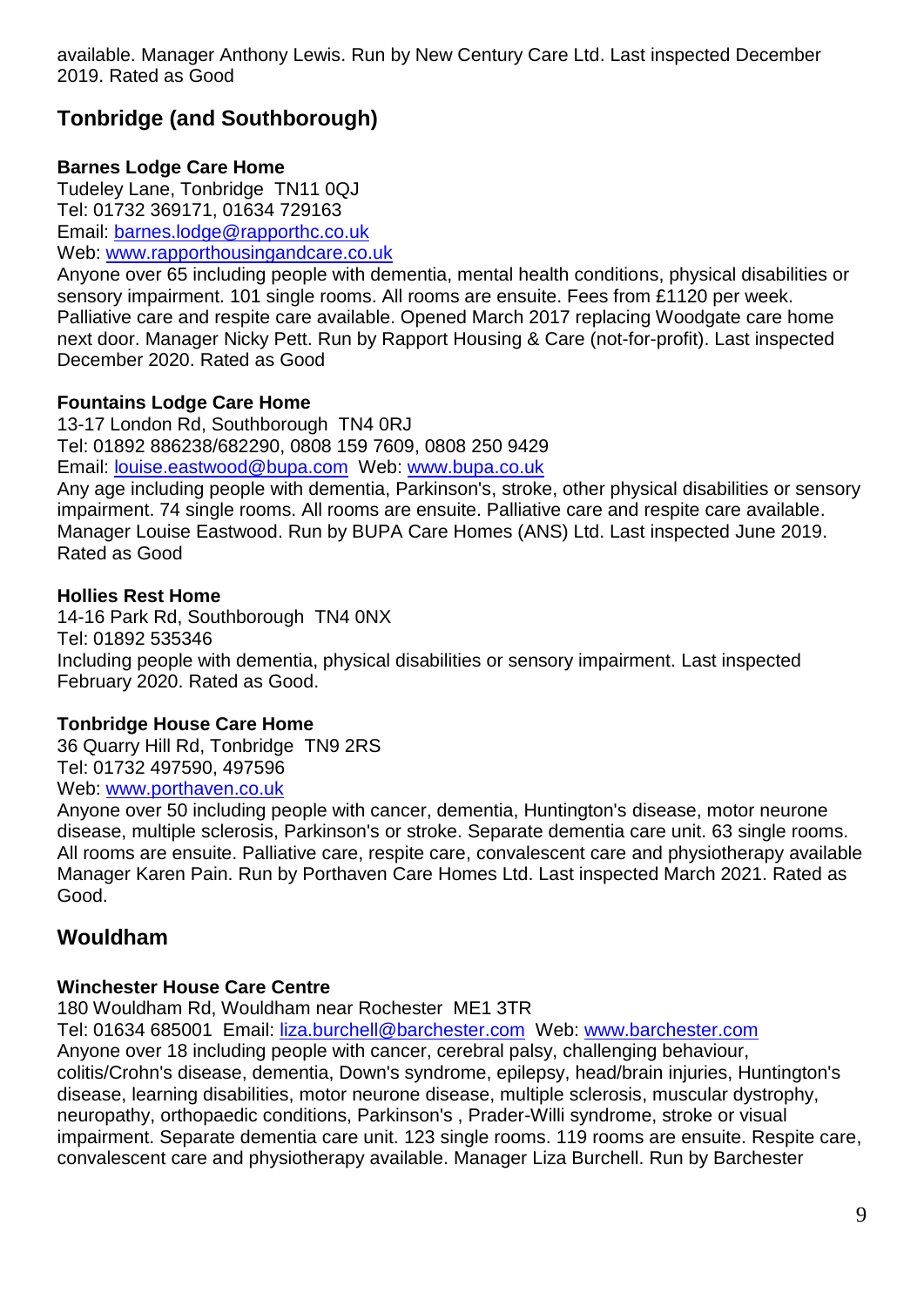available. Manager Anthony Lewis. Run by New Century Care Ltd. Last inspected December 2019. Rated as Good

## Tonbridge (and Southborough)

**Barnes Lodge Care Home**
Tudeley Lane, Tonbridge TN11 0QJ
Tel: 01732 369171, 01634 729163
Email: barnes.lodge@rapporthc.co.uk
Web: www.rapporthousingandcare.co.uk
Anyone over 65 including people with dementia, mental health conditions, physical disabilities or sensory impairment. 101 single rooms. All rooms are ensuite. Fees from £1120 per week. Palliative care and respite care available. Opened March 2017 replacing Woodgate care home next door. Manager Nicky Pett. Run by Rapport Housing & Care (not-for-profit). Last inspected December 2020. Rated as Good

**Fountains Lodge Care Home**
13-17 London Rd, Southborough TN4 0RJ
Tel: 01892 886238/682290, 0808 159 7609, 0808 250 9429
Email: louise.eastwood@bupa.com Web: www.bupa.co.uk
Any age including people with dementia, Parkinson's, stroke, other physical disabilities or sensory impairment. 74 single rooms. All rooms are ensuite. Palliative care and respite care available. Manager Louise Eastwood. Run by BUPA Care Homes (ANS) Ltd. Last inspected June 2019. Rated as Good

**Hollies Rest Home**
14-16 Park Rd, Southborough TN4 0NX
Tel: 01892 535346
Including people with dementia, physical disabilities or sensory impairment. Last inspected February 2020. Rated as Good.

**Tonbridge House Care Home**
36 Quarry Hill Rd, Tonbridge TN9 2RS
Tel: 01732 497590, 497596
Web: www.porthaven.co.uk
Anyone over 50 including people with cancer, dementia, Huntington's disease, motor neurone disease, multiple sclerosis, Parkinson's or stroke. Separate dementia care unit. 63 single rooms. All rooms are ensuite. Palliative care, respite care, convalescent care and physiotherapy available Manager Karen Pain. Run by Porthaven Care Homes Ltd. Last inspected March 2021. Rated as Good.

## Wouldham

**Winchester House Care Centre**
180 Wouldham Rd, Wouldham near Rochester ME1 3TR
Tel: 01634 685001 Email: liza.burchell@barchester.com Web: www.barchester.com
Anyone over 18 including people with cancer, cerebral palsy, challenging behaviour, colitis/Crohn's disease, dementia, Down's syndrome, epilepsy, head/brain injuries, Huntington's disease, learning disabilities, motor neurone disease, multiple sclerosis, muscular dystrophy, neuropathy, orthopaedic conditions, Parkinson's , Prader-Willi syndrome, stroke or visual impairment. Separate dementia care unit. 123 single rooms. 119 rooms are ensuite. Respite care, convalescent care and physiotherapy available. Manager Liza Burchell. Run by Barchester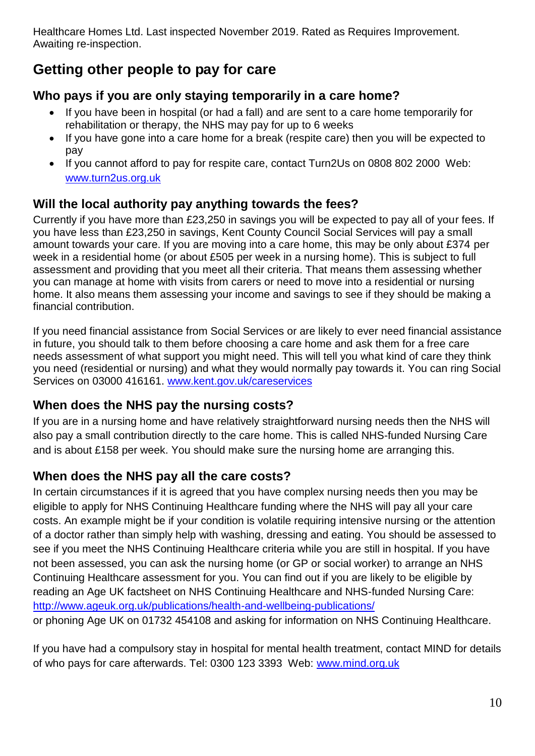Healthcare Homes Ltd. Last inspected November 2019. Rated as Requires Improvement. Awaiting re-inspection.

## Getting other people to pay for care

### Who pays if you are only staying temporarily in a care home?

- If you have been in hospital (or had a fall) and are sent to a care home temporarily for rehabilitation or therapy, the NHS may pay for up to 6 weeks
- If you have gone into a care home for a break (respite care) then you will be expected to pay
- If you cannot afford to pay for respite care, contact Turn2Us on 0808 802 2000 Web: [www.turn2us.org.uk](http://www.turn2us.org.uk)

### Will the local authority pay anything towards the fees?

Currently if you have more than £23,250 in savings you will be expected to pay all of your fees. If you have less than £23,250 in savings, Kent County Council Social Services will pay a small amount towards your care. If you are moving into a care home, this may be only about £374 per week in a residential home (or about £505 per week in a nursing home). This is subject to full assessment and providing that you meet all their criteria. That means them assessing whether you can manage at home with visits from carers or need to move into a residential or nursing home. It also means them assessing your income and savings to see if they should be making a financial contribution.

If you need financial assistance from Social Services or are likely to ever need financial assistance in future, you should talk to them before choosing a care home and ask them for a free care needs assessment of what support you might need. This will tell you what kind of care they think you need (residential or nursing) and what they would normally pay towards it. You can ring Social Services on 03000 416161. [www.kent.gov.uk/careservices](http://www.kent.gov.uk/careservices)

### When does the NHS pay the nursing costs?

If you are in a nursing home and have relatively straightforward nursing needs then the NHS will also pay a small contribution directly to the care home. This is called NHS-funded Nursing Care and is about £158 per week. You should make sure the nursing home are arranging this.

### When does the NHS pay all the care costs?

In certain circumstances if it is agreed that you have complex nursing needs then you may be eligible to apply for NHS Continuing Healthcare funding where the NHS will pay all your care costs. An example might be if your condition is volatile requiring intensive nursing or the attention of a doctor rather than simply help with washing, dressing and eating. You should be assessed to see if you meet the NHS Continuing Healthcare criteria while you are still in hospital. If you have not been assessed, you can ask the nursing home (or GP or social worker) to arrange an NHS Continuing Healthcare assessment for you. You can find out if you are likely to be eligible by reading an Age UK factsheet on NHS Continuing Healthcare and NHS-funded Nursing Care: [http://www.ageuk.org.uk/publications/health-and-wellbeing-publications/](http://www.ageuk.org.uk/publications/health-and-wellbeing-publications/)
or phoning Age UK on 01732 454108 and asking for information on NHS Continuing Healthcare.

If you have had a compulsory stay in hospital for mental health treatment, contact MIND for details of who pays for care afterwards. Tel: 0300 123 3393 Web: [www.mind.org.uk](http://www.mind.org.uk)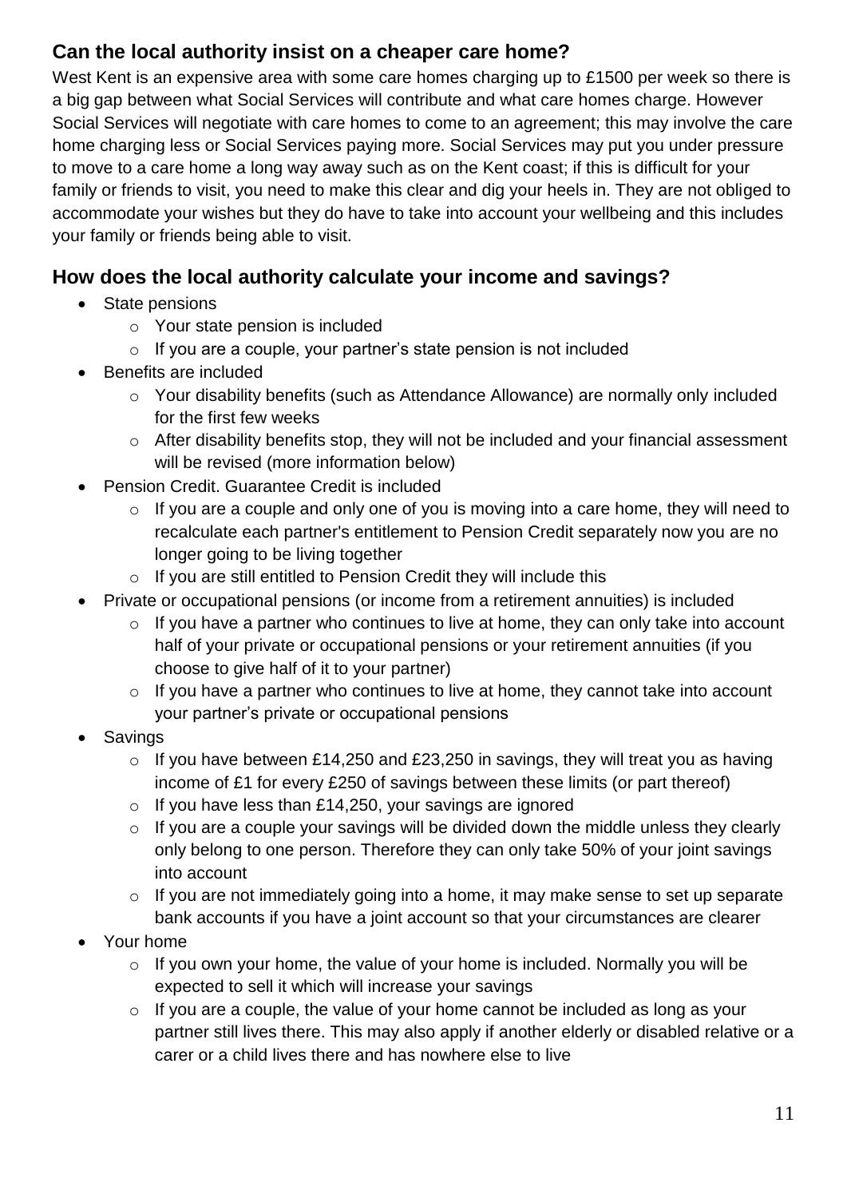## Can the local authority insist on a cheaper care home?

West Kent is an expensive area with some care homes charging up to £1500 per week so there is a big gap between what Social Services will contribute and what care homes charge. However Social Services will negotiate with care homes to come to an agreement; this may involve the care home charging less or Social Services paying more. Social Services may put you under pressure to move to a care home a long way away such as on the Kent coast; if this is difficult for your family or friends to visit, you need to make this clear and dig your heels in. They are not obliged to accommodate your wishes but they do have to take into account your wellbeing and this includes your family or friends being able to visit.

## How does the local authority calculate your income and savings?

- State pensions
  - Your state pension is included
  - If you are a couple, your partner's state pension is not included
- Benefits are included
  - Your disability benefits (such as Attendance Allowance) are normally only included for the first few weeks
  - After disability benefits stop, they will not be included and your financial assessment will be revised (more information below)
- Pension Credit. Guarantee Credit is included
  - If you are a couple and only one of you is moving into a care home, they will need to recalculate each partner's entitlement to Pension Credit separately now you are no longer going to be living together
  - If you are still entitled to Pension Credit they will include this
- Private or occupational pensions (or income from a retirement annuities) is included
  - If you have a partner who continues to live at home, they can only take into account half of your private or occupational pensions or your retirement annuities (if you choose to give half of it to your partner)
  - If you have a partner who continues to live at home, they cannot take into account your partner's private or occupational pensions
- Savings
  - If you have between £14,250 and £23,250 in savings, they will treat you as having income of £1 for every £250 of savings between these limits (or part thereof)
  - If you have less than £14,250, your savings are ignored
  - If you are a couple your savings will be divided down the middle unless they clearly only belong to one person. Therefore they can only take 50% of your joint savings into account
  - If you are not immediately going into a home, it may make sense to set up separate bank accounts if you have a joint account so that your circumstances are clearer
- Your home
  - If you own your home, the value of your home is included. Normally you will be expected to sell it which will increase your savings
  - If you are a couple, the value of your home cannot be included as long as your partner still lives there. This may also apply if another elderly or disabled relative or a carer or a child lives there and has nowhere else to live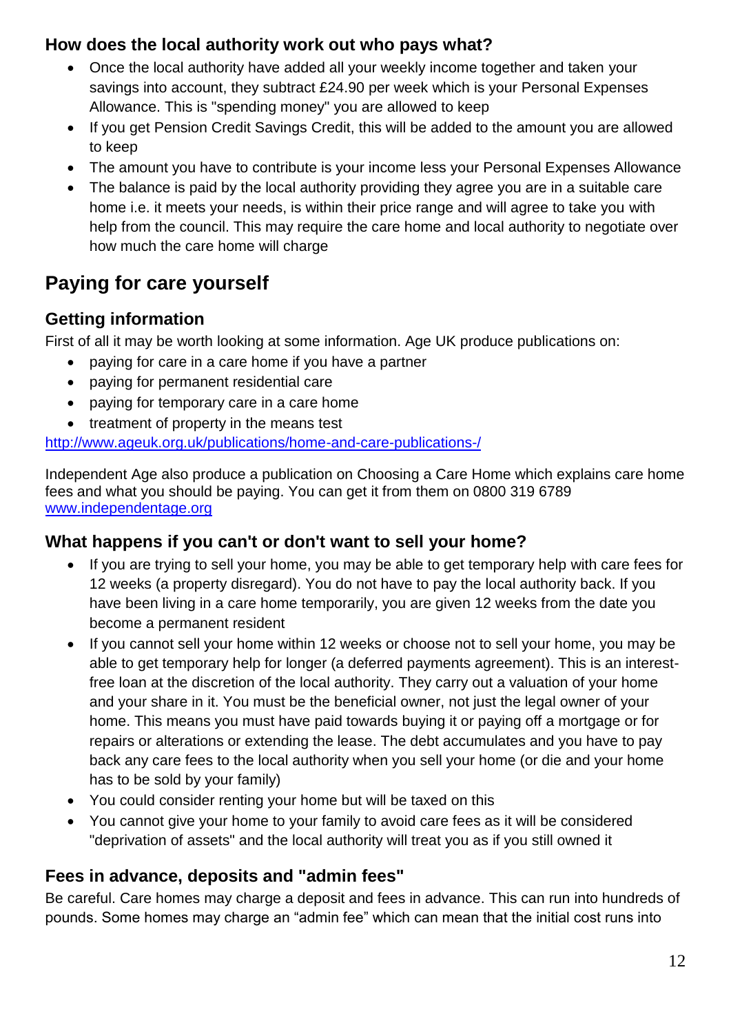### How does the local authority work out who pays what?

- Once the local authority have added all your weekly income together and taken your savings into account, they subtract £24.90 per week which is your Personal Expenses Allowance. This is "spending money" you are allowed to keep
- If you get Pension Credit Savings Credit, this will be added to the amount you are allowed to keep
- The amount you have to contribute is your income less your Personal Expenses Allowance
- The balance is paid by the local authority providing they agree you are in a suitable care home i.e. it meets your needs, is within their price range and will agree to take you with help from the council. This may require the care home and local authority to negotiate over how much the care home will charge

## Paying for care yourself

### Getting information

First of all it may be worth looking at some information. Age UK produce publications on:

- paying for care in a care home if you have a partner
- paying for permanent residential care
- paying for temporary care in a care home
- treatment of property in the means test

http://www.ageuk.org.uk/publications/home-and-care-publications-/

Independent Age also produce a publication on Choosing a Care Home which explains care home fees and what you should be paying. You can get it from them on 0800 319 6789 www.independentage.org

### What happens if you can't or don't want to sell your home?

- If you are trying to sell your home, you may be able to get temporary help with care fees for 12 weeks (a property disregard). You do not have to pay the local authority back. If you have been living in a care home temporarily, you are given 12 weeks from the date you become a permanent resident
- If you cannot sell your home within 12 weeks or choose not to sell your home, you may be able to get temporary help for longer (a deferred payments agreement). This is an interest-free loan at the discretion of the local authority. They carry out a valuation of your home and your share in it. You must be the beneficial owner, not just the legal owner of your home. This means you must have paid towards buying it or paying off a mortgage or for repairs or alterations or extending the lease. The debt accumulates and you have to pay back any care fees to the local authority when you sell your home (or die and your home has to be sold by your family)
- You could consider renting your home but will be taxed on this
- You cannot give your home to your family to avoid care fees as it will be considered "deprivation of assets" and the local authority will treat you as if you still owned it

### Fees in advance, deposits and "admin fees"

Be careful. Care homes may charge a deposit and fees in advance. This can run into hundreds of pounds. Some homes may charge an "admin fee" which can mean that the initial cost runs into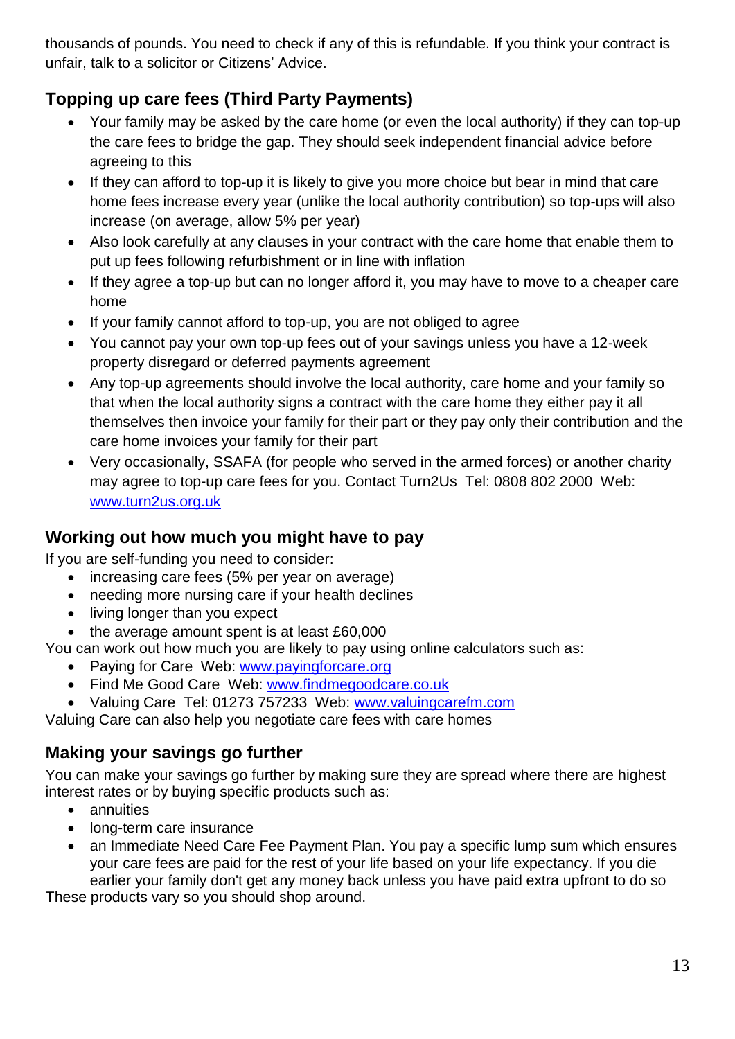thousands of pounds. You need to check if any of this is refundable. If you think your contract is unfair, talk to a solicitor or Citizens' Advice.

## Topping up care fees (Third Party Payments)

- Your family may be asked by the care home (or even the local authority) if they can top-up the care fees to bridge the gap. They should seek independent financial advice before agreeing to this
- If they can afford to top-up it is likely to give you more choice but bear in mind that care home fees increase every year (unlike the local authority contribution) so top-ups will also increase (on average, allow 5% per year)
- Also look carefully at any clauses in your contract with the care home that enable them to put up fees following refurbishment or in line with inflation
- If they agree a top-up but can no longer afford it, you may have to move to a cheaper care home
- If your family cannot afford to top-up, you are not obliged to agree
- You cannot pay your own top-up fees out of your savings unless you have a 12-week property disregard or deferred payments agreement
- Any top-up agreements should involve the local authority, care home and your family so that when the local authority signs a contract with the care home they either pay it all themselves then invoice your family for their part or they pay only their contribution and the care home invoices your family for their part
- Very occasionally, SSAFA (for people who served in the armed forces) or another charity may agree to top-up care fees for you. Contact Turn2Us Tel: 0808 802 2000 Web: [www.turn2us.org.uk](http://www.turn2us.org.uk)

## Working out how much you might have to pay

If you are self-funding you need to consider:

- increasing care fees (5% per year on average)
- needing more nursing care if your health declines
- living longer than you expect
- the average amount spent is at least £60,000

You can work out how much you are likely to pay using online calculators such as:

- Paying for Care Web: [www.payingforcare.org](http://www.payingforcare.org)
- Find Me Good Care Web: [www.findmegoodcare.co.uk](http://www.findmegoodcare.co.uk)
- Valuing Care Tel: 01273 757233 Web: [www.valuingcarefm.com](http://www.valuingcarefm.com)

Valuing Care can also help you negotiate care fees with care homes

## Making your savings go further

You can make your savings go further by making sure they are spread where there are highest interest rates or by buying specific products such as:

- annuities
- long-term care insurance
- an Immediate Need Care Fee Payment Plan. You pay a specific lump sum which ensures your care fees are paid for the rest of your life based on your life expectancy. If you die earlier your family don't get any money back unless you have paid extra upfront to do so

These products vary so you should shop around.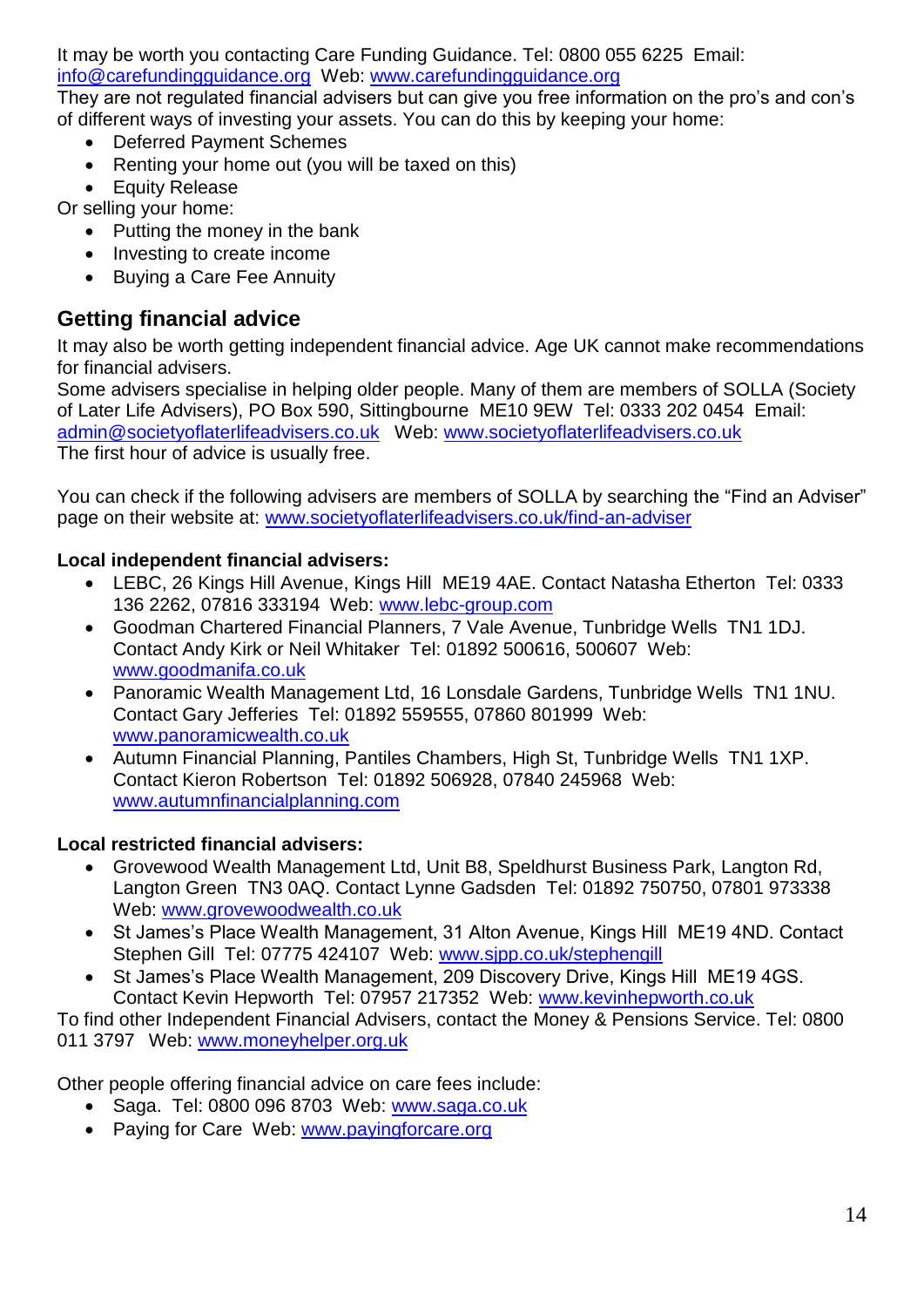It may be worth you contacting Care Funding Guidance. Tel: 0800 055 6225 Email: info@carefundingguidance.org Web: www.carefundingguidance.org

They are not regulated financial advisers but can give you free information on the pro's and con's of different ways of investing your assets. You can do this by keeping your home:

- Deferred Payment Schemes
- Renting your home out (you will be taxed on this)
- Equity Release

Or selling your home:

- Putting the money in the bank
- Investing to create income
- Buying a Care Fee Annuity

## Getting financial advice

It may also be worth getting independent financial advice. Age UK cannot make recommendations for financial advisers.

Some advisers specialise in helping older people. Many of them are members of SOLLA (Society of Later Life Advisers), PO Box 590, Sittingbourne ME10 9EW Tel: 0333 202 0454 Email: admin@societyoflaterlifeadvisers.co.uk Web: www.societyoflaterlifeadvisers.co.uk

The first hour of advice is usually free.

You can check if the following advisers are members of SOLLA by searching the "Find an Adviser" page on their website at: www.societyoflaterlifeadvisers.co.uk/find-an-adviser

**Local independent financial advisers:**

- LEBC, 26 Kings Hill Avenue, Kings Hill ME19 4AE. Contact Natasha Etherton Tel: 0333 136 2262, 07816 333194 Web: www.lebc-group.com
- Goodman Chartered Financial Planners, 7 Vale Avenue, Tunbridge Wells TN1 1DJ. Contact Andy Kirk or Neil Whitaker Tel: 01892 500616, 500607 Web: www.goodmanifa.co.uk
- Panoramic Wealth Management Ltd, 16 Lonsdale Gardens, Tunbridge Wells TN1 1NU. Contact Gary Jefferies Tel: 01892 559555, 07860 801999 Web: www.panoramicwealth.co.uk
- Autumn Financial Planning, Pantiles Chambers, High St, Tunbridge Wells TN1 1XP. Contact Kieron Robertson Tel: 01892 506928, 07840 245968 Web: www.autumnfinancialplanning.com

**Local restricted financial advisers:**

- Grovewood Wealth Management Ltd, Unit B8, Speldhurst Business Park, Langton Rd, Langton Green TN3 0AQ. Contact Lynne Gadsden Tel: 01892 750750, 07801 973338 Web: www.grovewoodwealth.co.uk
- St James's Place Wealth Management, 31 Alton Avenue, Kings Hill ME19 4ND. Contact Stephen Gill Tel: 07775 424107 Web: www.sjpp.co.uk/stephengill
- St James's Place Wealth Management, 209 Discovery Drive, Kings Hill ME19 4GS. Contact Kevin Hepworth Tel: 07957 217352 Web: www.kevinhepworth.co.uk

To find other Independent Financial Advisers, contact the Money & Pensions Service. Tel: 0800 011 3797 Web: www.moneyhelper.org.uk

Other people offering financial advice on care fees include:

- Saga. Tel: 0800 096 8703 Web: www.saga.co.uk
- Paying for Care Web: www.payingforcare.org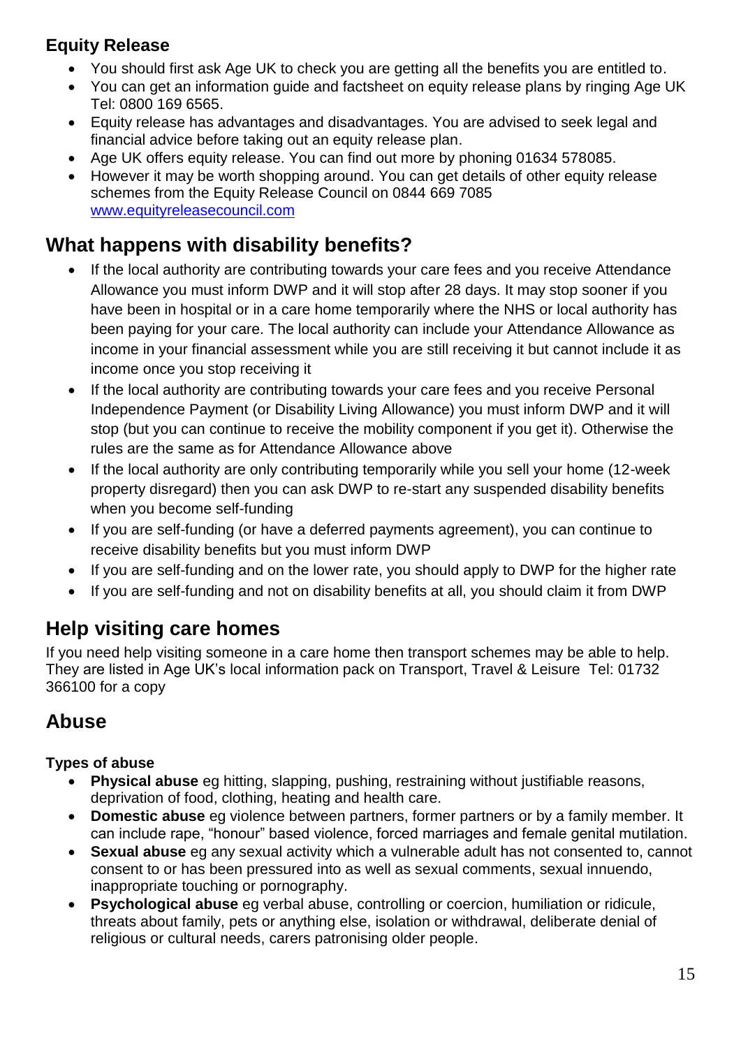### Equity Release

- You should first ask Age UK to check you are getting all the benefits you are entitled to.
- You can get an information guide and factsheet on equity release plans by ringing Age UK Tel: 0800 169 6565.
- Equity release has advantages and disadvantages. You are advised to seek legal and financial advice before taking out an equity release plan.
- Age UK offers equity release. You can find out more by phoning 01634 578085.
- However it may be worth shopping around. You can get details of other equity release schemes from the Equity Release Council on 0844 669 7085 [www.equityreleasecouncil.com](http://www.equityreleasecouncil.com)

## What happens with disability benefits?

- If the local authority are contributing towards your care fees and you receive Attendance Allowance you must inform DWP and it will stop after 28 days. It may stop sooner if you have been in hospital or in a care home temporarily where the NHS or local authority has been paying for your care. The local authority can include your Attendance Allowance as income in your financial assessment while you are still receiving it but cannot include it as income once you stop receiving it
- If the local authority are contributing towards your care fees and you receive Personal Independence Payment (or Disability Living Allowance) you must inform DWP and it will stop (but you can continue to receive the mobility component if you get it). Otherwise the rules are the same as for Attendance Allowance above
- If the local authority are only contributing temporarily while you sell your home (12-week property disregard) then you can ask DWP to re-start any suspended disability benefits when you become self-funding
- If you are self-funding (or have a deferred payments agreement), you can continue to receive disability benefits but you must inform DWP
- If you are self-funding and on the lower rate, you should apply to DWP for the higher rate
- If you are self-funding and not on disability benefits at all, you should claim it from DWP

## Help visiting care homes

If you need help visiting someone in a care home then transport schemes may be able to help. They are listed in Age UK's local information pack on Transport, Travel & Leisure Tel: 01732 366100 for a copy

## Abuse

### Types of abuse

- **Physical abuse** eg hitting, slapping, pushing, restraining without justifiable reasons, deprivation of food, clothing, heating and health care.
- **Domestic abuse** eg violence between partners, former partners or by a family member. It can include rape, "honour" based violence, forced marriages and female genital mutilation.
- **Sexual abuse** eg any sexual activity which a vulnerable adult has not consented to, cannot consent to or has been pressured into as well as sexual comments, sexual innuendo, inappropriate touching or pornography.
- **Psychological abuse** eg verbal abuse, controlling or coercion, humiliation or ridicule, threats about family, pets or anything else, isolation or withdrawal, deliberate denial of religious or cultural needs, carers patronising older people.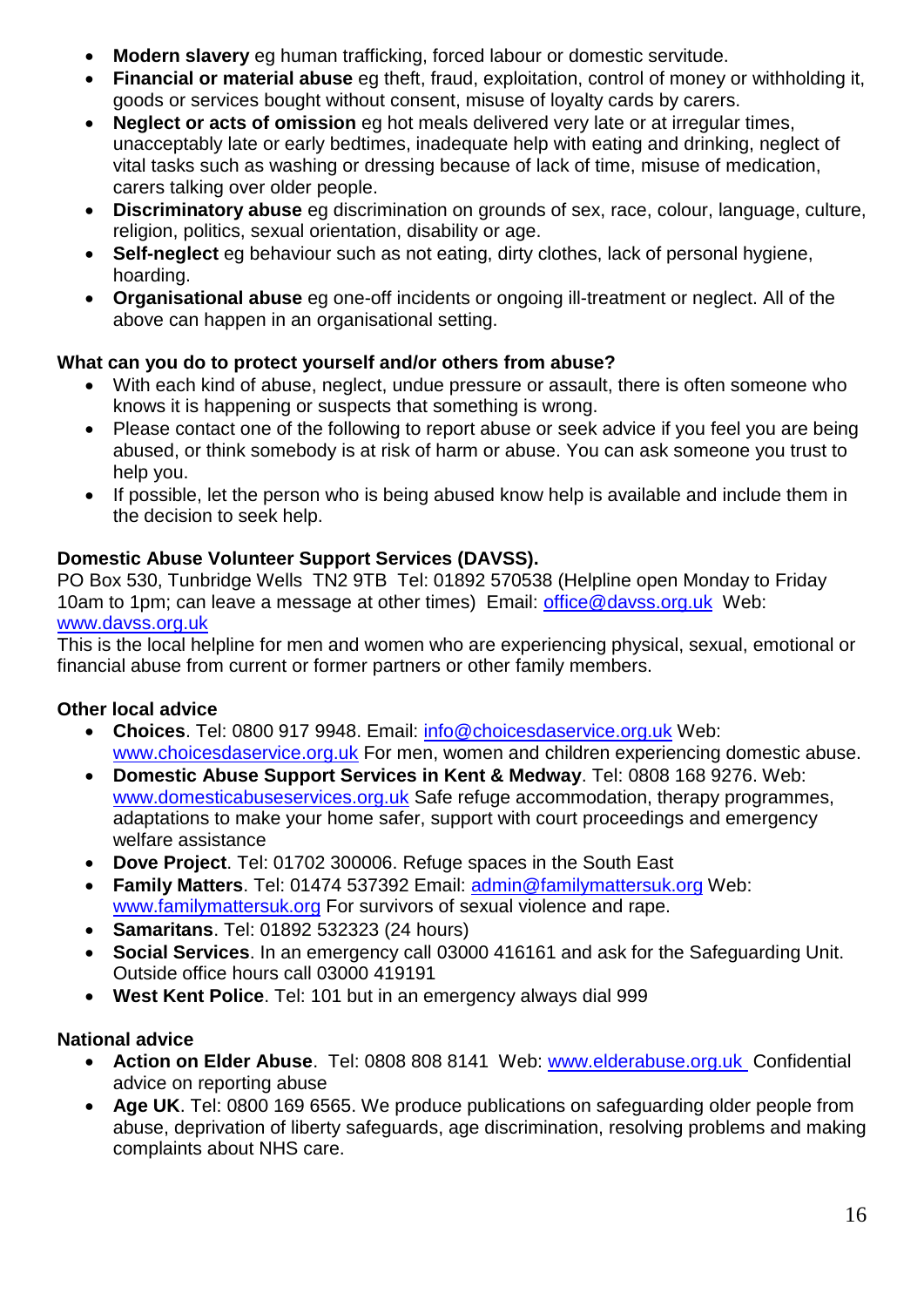- **Modern slavery** eg human trafficking, forced labour or domestic servitude.
- **Financial or material abuse** eg theft, fraud, exploitation, control of money or withholding it, goods or services bought without consent, misuse of loyalty cards by carers.
- **Neglect or acts of omission** eg hot meals delivered very late or at irregular times, unacceptably late or early bedtimes, inadequate help with eating and drinking, neglect of vital tasks such as washing or dressing because of lack of time, misuse of medication, carers talking over older people.
- **Discriminatory abuse** eg discrimination on grounds of sex, race, colour, language, culture, religion, politics, sexual orientation, disability or age.
- **Self-neglect** eg behaviour such as not eating, dirty clothes, lack of personal hygiene, hoarding.
- **Organisational abuse** eg one-off incidents or ongoing ill-treatment or neglect. All of the above can happen in an organisational setting.

**What can you do to protect yourself and/or others from abuse?**

- With each kind of abuse, neglect, undue pressure or assault, there is often someone who knows it is happening or suspects that something is wrong.
- Please contact one of the following to report abuse or seek advice if you feel you are being abused, or think somebody is at risk of harm or abuse. You can ask someone you trust to help you.
- If possible, let the person who is being abused know help is available and include them in the decision to seek help.

**Domestic Abuse Volunteer Support Services (DAVSS).**

PO Box 530, Tunbridge Wells TN2 9TB Tel: 01892 570538 (Helpline open Monday to Friday 10am to 1pm; can leave a message at other times) Email: office@davss.org.uk Web: www.davss.org.uk

This is the local helpline for men and women who are experiencing physical, sexual, emotional or financial abuse from current or former partners or other family members.

**Other local advice**

- **Choices**. Tel: 0800 917 9948. Email: info@choicesdaservice.org.uk Web: www.choicesdaservice.org.uk For men, women and children experiencing domestic abuse.
- **Domestic Abuse Support Services in Kent & Medway**. Tel: 0808 168 9276. Web: www.domesticabuseservices.org.uk Safe refuge accommodation, therapy programmes, adaptations to make your home safer, support with court proceedings and emergency welfare assistance
- **Dove Project**. Tel: 01702 300006. Refuge spaces in the South East
- **Family Matters**. Tel: 01474 537392 Email: admin@familymattersuk.org Web: www.familymattersuk.org For survivors of sexual violence and rape.
- **Samaritans**. Tel: 01892 532323 (24 hours)
- **Social Services**. In an emergency call 03000 416161 and ask for the Safeguarding Unit. Outside office hours call 03000 419191
- **West Kent Police**. Tel: 101 but in an emergency always dial 999

**National advice**

- **Action on Elder Abuse**. Tel: 0808 808 8141 Web: www.elderabuse.org.uk Confidential advice on reporting abuse
- **Age UK**. Tel: 0800 169 6565. We produce publications on safeguarding older people from abuse, deprivation of liberty safeguards, age discrimination, resolving problems and making complaints about NHS care.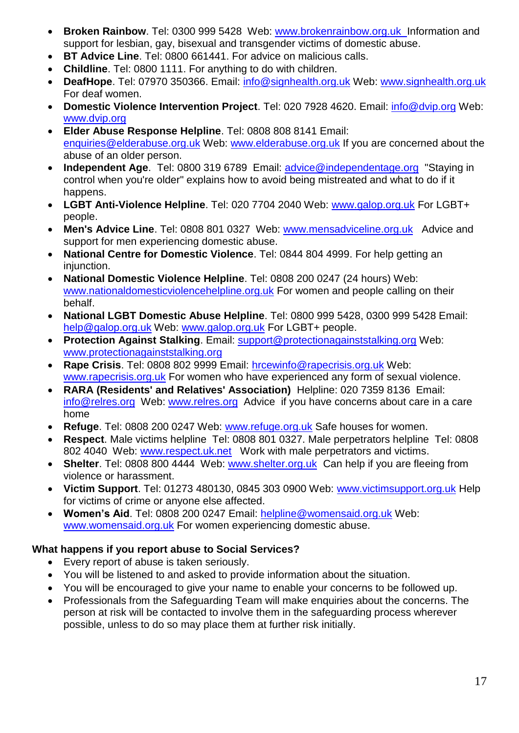- **Broken Rainbow**. Tel: 0300 999 5428 Web: www.brokenrainbow.org.uk Information and support for lesbian, gay, bisexual and transgender victims of domestic abuse.
- **BT Advice Line**. Tel: 0800 661441. For advice on malicious calls.
- **Childline**. Tel: 0800 1111. For anything to do with children.
- **DeafHope**. Tel: 07970 350366. Email: info@signhealth.org.uk Web: www.signhealth.org.uk For deaf women.
- **Domestic Violence Intervention Project**. Tel: 020 7928 4620. Email: info@dvip.org Web: www.dvip.org
- **Elder Abuse Response Helpline**. Tel: 0808 808 8141 Email: enquiries@elderabuse.org.uk Web: www.elderabuse.org.uk If you are concerned about the abuse of an older person.
- **Independent Age**. Tel: 0800 319 6789 Email: advice@independentage.org "Staying in control when you're older" explains how to avoid being mistreated and what to do if it happens.
- **LGBT Anti-Violence Helpline**. Tel: 020 7704 2040 Web: www.galop.org.uk For LGBT+ people.
- **Men's Advice Line**. Tel: 0808 801 0327 Web: www.mensadviceline.org.uk Advice and support for men experiencing domestic abuse.
- **National Centre for Domestic Violence**. Tel: 0844 804 4999. For help getting an injunction.
- **National Domestic Violence Helpline**. Tel: 0808 200 0247 (24 hours) Web: www.nationaldomesticviolencehelpline.org.uk For women and people calling on their behalf.
- **National LGBT Domestic Abuse Helpline**. Tel: 0800 999 5428, 0300 999 5428 Email: help@galop.org.uk Web: www.galop.org.uk For LGBT+ people.
- **Protection Against Stalking**. Email: support@protectionagainststalking.org Web: www.protectionagainststalking.org
- **Rape Crisis**. Tel: 0808 802 9999 Email: hrcewinfo@rapecrisis.org.uk Web: www.rapecrisis.org.uk For women who have experienced any form of sexual violence.
- **RARA (Residents' and Relatives' Association)** Helpline: 020 7359 8136 Email: info@relres.org Web: www.relres.org Advice if you have concerns about care in a care home
- **Refuge**. Tel: 0808 200 0247 Web: www.refuge.org.uk Safe houses for women.
- **Respect**. Male victims helpline Tel: 0808 801 0327. Male perpetrators helpline Tel: 0808 802 4040 Web: www.respect.uk.net Work with male perpetrators and victims.
- **Shelter**. Tel: 0808 800 4444 Web: www.shelter.org.uk Can help if you are fleeing from violence or harassment.
- **Victim Support**. Tel: 01273 480130, 0845 303 0900 Web: www.victimsupport.org.uk Help for victims of crime or anyone else affected.
- **Women's Aid**. Tel: 0808 200 0247 Email: helpline@womensaid.org.uk Web: www.womensaid.org.uk For women experiencing domestic abuse.

**What happens if you report abuse to Social Services?**

- Every report of abuse is taken seriously.
- You will be listened to and asked to provide information about the situation.
- You will be encouraged to give your name to enable your concerns to be followed up.
- Professionals from the Safeguarding Team will make enquiries about the concerns. The person at risk will be contacted to involve them in the safeguarding process wherever possible, unless to do so may place them at further risk initially.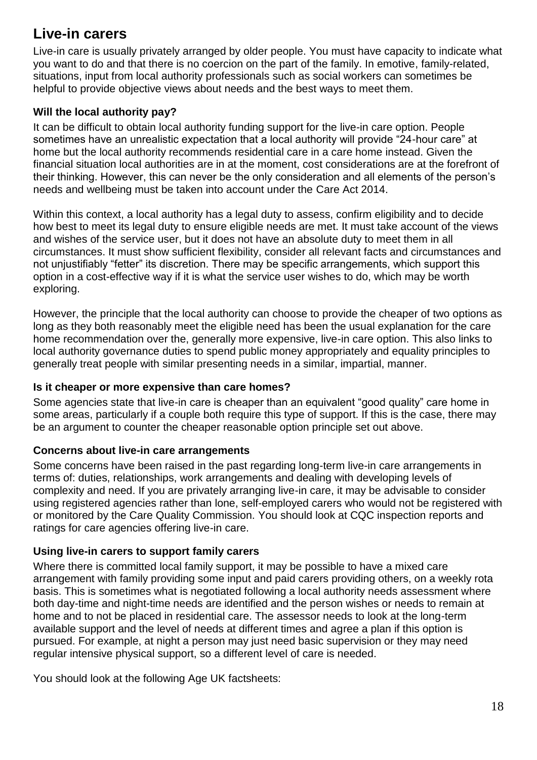## Live-in carers

Live-in care is usually privately arranged by older people. You must have capacity to indicate what you want to do and that there is no coercion on the part of the family. In emotive, family-related, situations, input from local authority professionals such as social workers can sometimes be helpful to provide objective views about needs and the best ways to meet them.

### Will the local authority pay?

It can be difficult to obtain local authority funding support for the live-in care option. People sometimes have an unrealistic expectation that a local authority will provide "24-hour care" at home but the local authority recommends residential care in a care home instead. Given the financial situation local authorities are in at the moment, cost considerations are at the forefront of their thinking. However, this can never be the only consideration and all elements of the person's needs and wellbeing must be taken into account under the Care Act 2014.

Within this context, a local authority has a legal duty to assess, confirm eligibility and to decide how best to meet its legal duty to ensure eligible needs are met. It must take account of the views and wishes of the service user, but it does not have an absolute duty to meet them in all circumstances. It must show sufficient flexibility, consider all relevant facts and circumstances and not unjustifiably "fetter" its discretion. There may be specific arrangements, which support this option in a cost-effective way if it is what the service user wishes to do, which may be worth exploring.

However, the principle that the local authority can choose to provide the cheaper of two options as long as they both reasonably meet the eligible need has been the usual explanation for the care home recommendation over the, generally more expensive, live-in care option. This also links to local authority governance duties to spend public money appropriately and equality principles to generally treat people with similar presenting needs in a similar, impartial, manner.

### Is it cheaper or more expensive than care homes?

Some agencies state that live-in care is cheaper than an equivalent "good quality" care home in some areas, particularly if a couple both require this type of support. If this is the case, there may be an argument to counter the cheaper reasonable option principle set out above.

### Concerns about live-in care arrangements

Some concerns have been raised in the past regarding long-term live-in care arrangements in terms of: duties, relationships, work arrangements and dealing with developing levels of complexity and need. If you are privately arranging live-in care, it may be advisable to consider using registered agencies rather than lone, self-employed carers who would not be registered with or monitored by the Care Quality Commission. You should look at CQC inspection reports and ratings for care agencies offering live-in care.

### Using live-in carers to support family carers

Where there is committed local family support, it may be possible to have a mixed care arrangement with family providing some input and paid carers providing others, on a weekly rota basis. This is sometimes what is negotiated following a local authority needs assessment where both day-time and night-time needs are identified and the person wishes or needs to remain at home and to not be placed in residential care. The assessor needs to look at the long-term available support and the level of needs at different times and agree a plan if this option is pursued. For example, at night a person may just need basic supervision or they may need regular intensive physical support, so a different level of care is needed.

You should look at the following Age UK factsheets: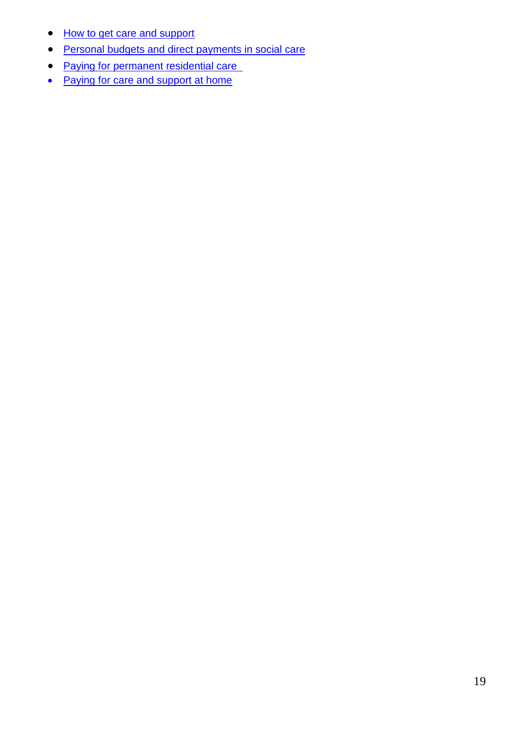- How to get care and support
- Personal budgets and direct payments in social care
- Paying for permanent residential care
- Paying for care and support at home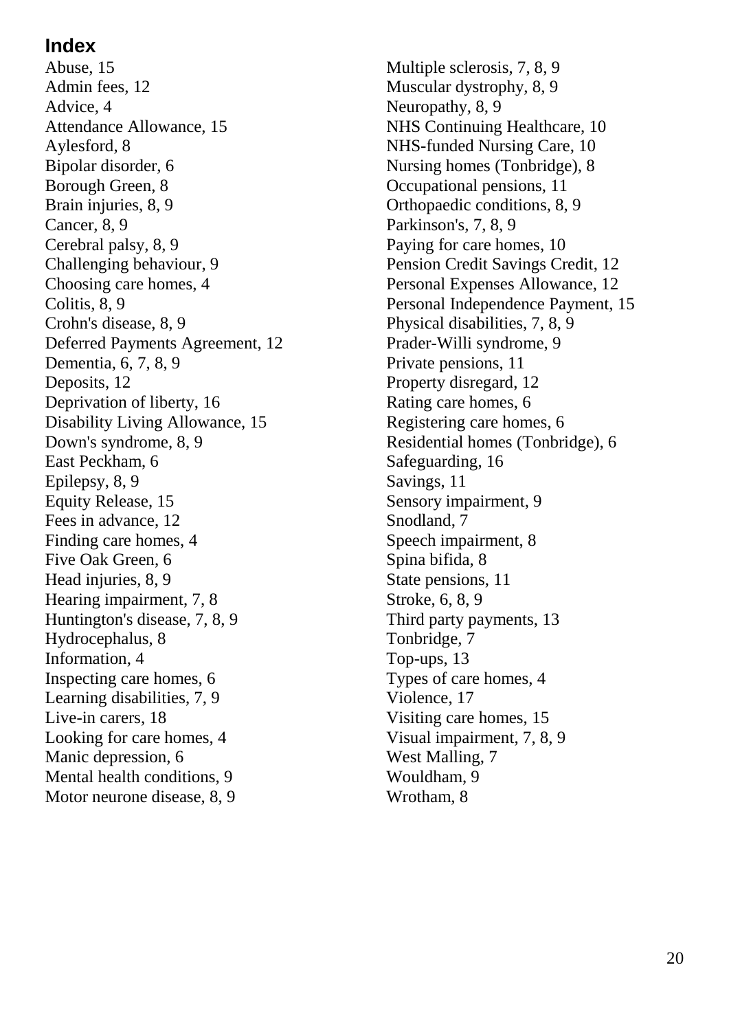## Index

Abuse, 15
Admin fees, 12
Advice, 4
Attendance Allowance, 15
Aylesford, 8
Bipolar disorder, 6
Borough Green, 8
Brain injuries, 8, 9
Cancer, 8, 9
Cerebral palsy, 8, 9
Challenging behaviour, 9
Choosing care homes, 4
Colitis, 8, 9
Crohn's disease, 8, 9
Deferred Payments Agreement, 12
Dementia, 6, 7, 8, 9
Deposits, 12
Deprivation of liberty, 16
Disability Living Allowance, 15
Down's syndrome, 8, 9
East Peckham, 6
Epilepsy, 8, 9
Equity Release, 15
Fees in advance, 12
Finding care homes, 4
Five Oak Green, 6
Head injuries, 8, 9
Hearing impairment, 7, 8
Huntington's disease, 7, 8, 9
Hydrocephalus, 8
Information, 4
Inspecting care homes, 6
Learning disabilities, 7, 9
Live-in carers, 18
Looking for care homes, 4
Manic depression, 6
Mental health conditions, 9
Motor neurone disease, 8, 9
Multiple sclerosis, 7, 8, 9
Muscular dystrophy, 8, 9
Neuropathy, 8, 9
NHS Continuing Healthcare, 10
NHS-funded Nursing Care, 10
Nursing homes (Tonbridge), 8
Occupational pensions, 11
Orthopaedic conditions, 8, 9
Parkinson's, 7, 8, 9
Paying for care homes, 10
Pension Credit Savings Credit, 12
Personal Expenses Allowance, 12
Personal Independence Payment, 15
Physical disabilities, 7, 8, 9
Prader-Willi syndrome, 9
Private pensions, 11
Property disregard, 12
Rating care homes, 6
Registering care homes, 6
Residential homes (Tonbridge), 6
Safeguarding, 16
Savings, 11
Sensory impairment, 9
Snodland, 7
Speech impairment, 8
Spina bifida, 8
State pensions, 11
Stroke, 6, 8, 9
Third party payments, 13
Tonbridge, 7
Top-ups, 13
Types of care homes, 4
Violence, 17
Visiting care homes, 15
Visual impairment, 7, 8, 9
West Malling, 7
Wouldham, 9
Wrotham, 8